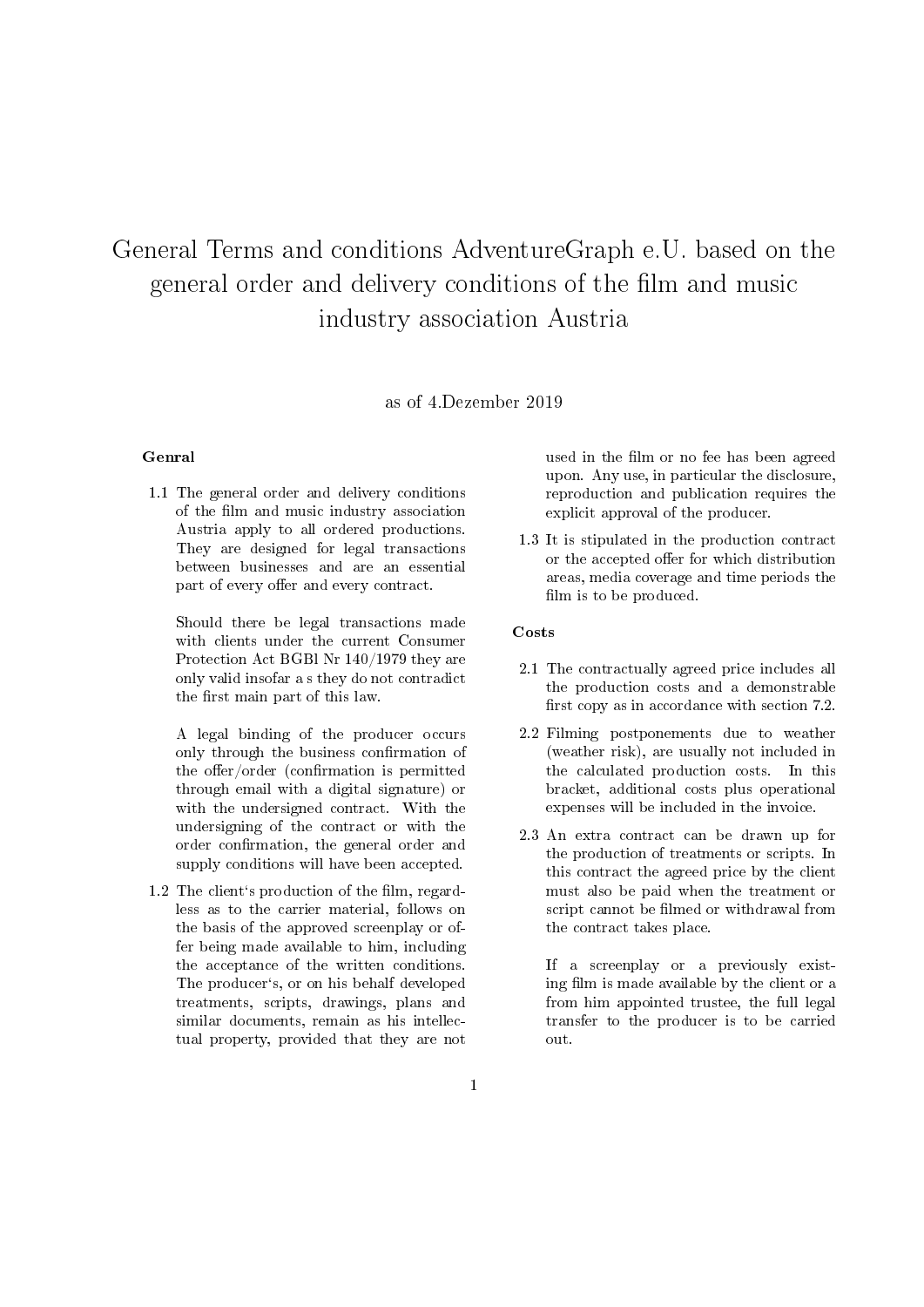# General Terms and conditions AdventureGraph e.U. based on the general order and delivery conditions of the film and music industry association Austria

as of 4.Dezember 2019

### Genral

1.1 The general order and delivery conditions of the film and music industry association Austria apply to all ordered productions. They are designed for legal transactions between businesses and are an essential part of every offer and every contract.

    Should there be legal transactions made with clients under the current Consumer Protection Act BGBl Nr 140/1979 they are only valid insofar a s they do not contradict the first main part of this law.

    A legal binding of the producer occurs only through the business confirmation of the offer/order (confirmation is permitted through email with a digital signature) or with the undersigned contract. With the undersigning of the contract or with the order confirmation, the general order and supply conditions will have been accepted.

1.2 The client's production of the film, regardless as to the carrier material, follows on the basis of the approved screenplay or offer being made available to him, including the acceptance of the written conditions. The producer's, or on his behalf developed treatments, scripts, drawings, plans and similar documents, remain as his intellectual property, provided that they are not used in the film or no fee has been agreed upon. Any use, in particular the disclosure, reproduction and publication requires the explicit approval of the producer.

1.3 It is stipulated in the production contract or the accepted offer for which distribution areas, media coverage and time periods the film is to be produced.

### Costs

2.1 The contractually agreed price includes all the production costs and a demonstrable first copy as in accordance with section 7.2.

2.2 Filming postponements due to weather (weather risk), are usually not included in the calculated production costs. In this bracket, additional costs plus operational expenses will be included in the invoice.

2.3 An extra contract can be drawn up for the production of treatments or scripts. In this contract the agreed price by the client must also be paid when the treatment or script cannot be filmed or withdrawal from the contract takes place.

    If a screenplay or a previously existing film is made available by the client or a from him appointed trustee, the full legal transfer to the producer is to be carried out.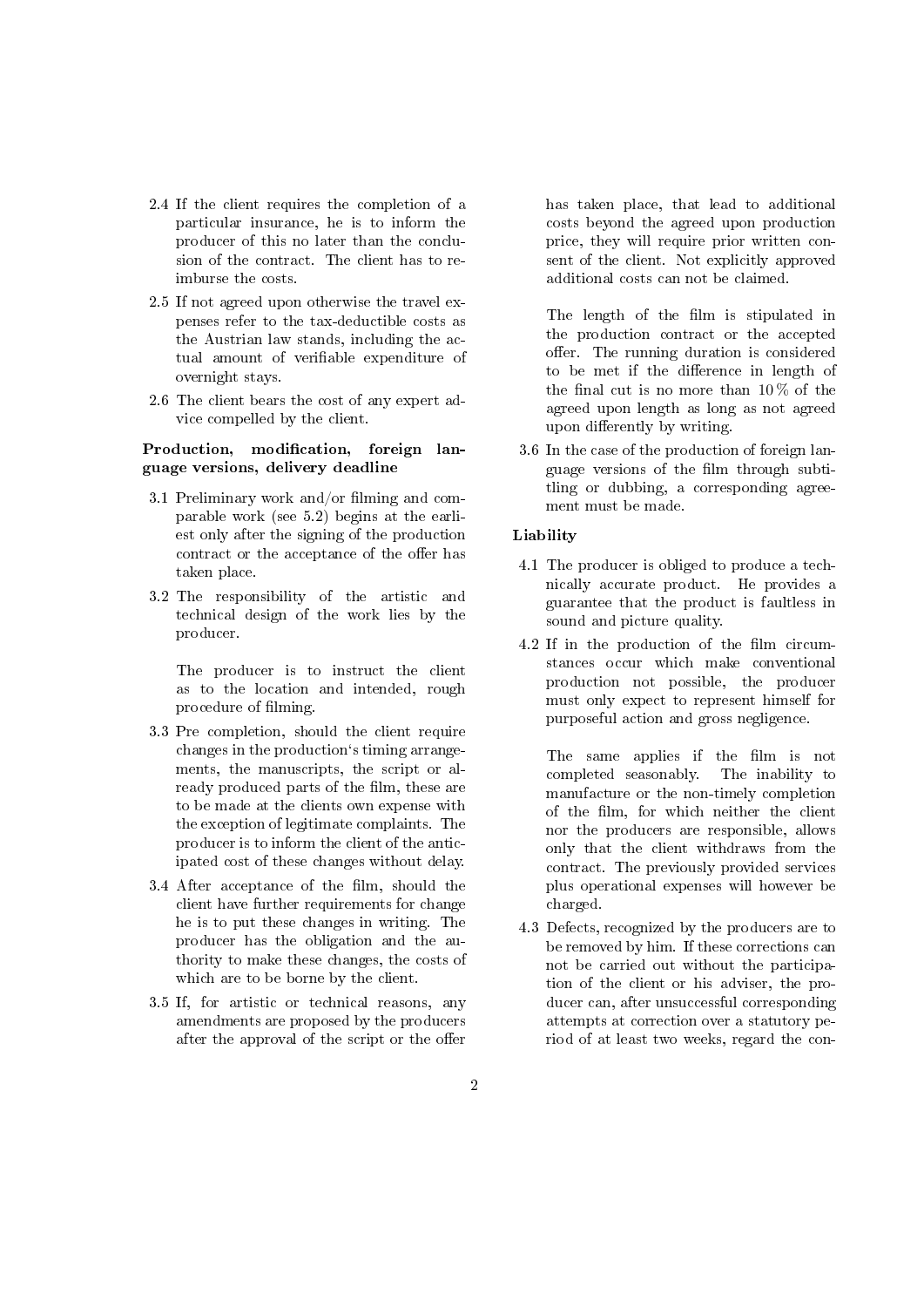2.4 If the client requires the completion of a particular insurance, he is to inform the producer of this no later than the conclusion of the contract. The client has to reimburse the costs.

2.5 If not agreed upon otherwise the travel expenses refer to the tax-deductible costs as the Austrian law stands, including the actual amount of verifiable expenditure of overnight stays.

2.6 The client bears the cost of any expert advice compelled by the client.

**Production, modification, foreign language versions, delivery deadline**

3.1 Preliminary work and/or filming and comparable work (see 5.2) begins at the earliest only after the signing of the production contract or the acceptance of the offer has taken place.

3.2 The responsibility of the artistic and technical design of the work lies by the producer.

The producer is to instruct the client as to the location and intended, rough procedure of filming.

3.3 Pre completion, should the client require changes in the production's timing arrangements, the manuscripts, the script or already produced parts of the film, these are to be made at the clients own expense with the exception of legitimate complaints. The producer is to inform the client of the anticipated cost of these changes without delay.

3.4 After acceptance of the film, should the client have further requirements for change he is to put these changes in writing. The producer has the obligation and the authority to make these changes, the costs of which are to be borne by the client.

3.5 If, for artistic or technical reasons, any amendments are proposed by the producers after the approval of the script or the offer has taken place, that lead to additional costs beyond the agreed upon production price, they will require prior written consent of the client. Not explicitly approved additional costs can not be claimed.

The length of the film is stipulated in the production contract or the accepted offer. The running duration is considered to be met if the difference in length of the final cut is no more than 10 % of the agreed upon length as long as not agreed upon differently by writing.

3.6 In the case of the production of foreign language versions of the film through subtitling or dubbing, a corresponding agreement must be made.

**Liability**

4.1 The producer is obliged to produce a technically accurate product. He provides a guarantee that the product is faultless in sound and picture quality.

4.2 If in the production of the film circumstances occur which make conventional production not possible, the producer must only expect to represent himself for purposeful action and gross negligence.

The same applies if the film is not completed seasonably. The inability to manufacture or the non-timely completion of the film, for which neither the client nor the producers are responsible, allows only that the client withdraws from the contract. The previously provided services plus operational expenses will however be charged.

4.3 Defects, recognized by the producers are to be removed by him. If these corrections can not be carried out without the participation of the client or his adviser, the producer can, after unsuccessful corresponding attempts at correction over a statutory period of at least two weeks, regard the con-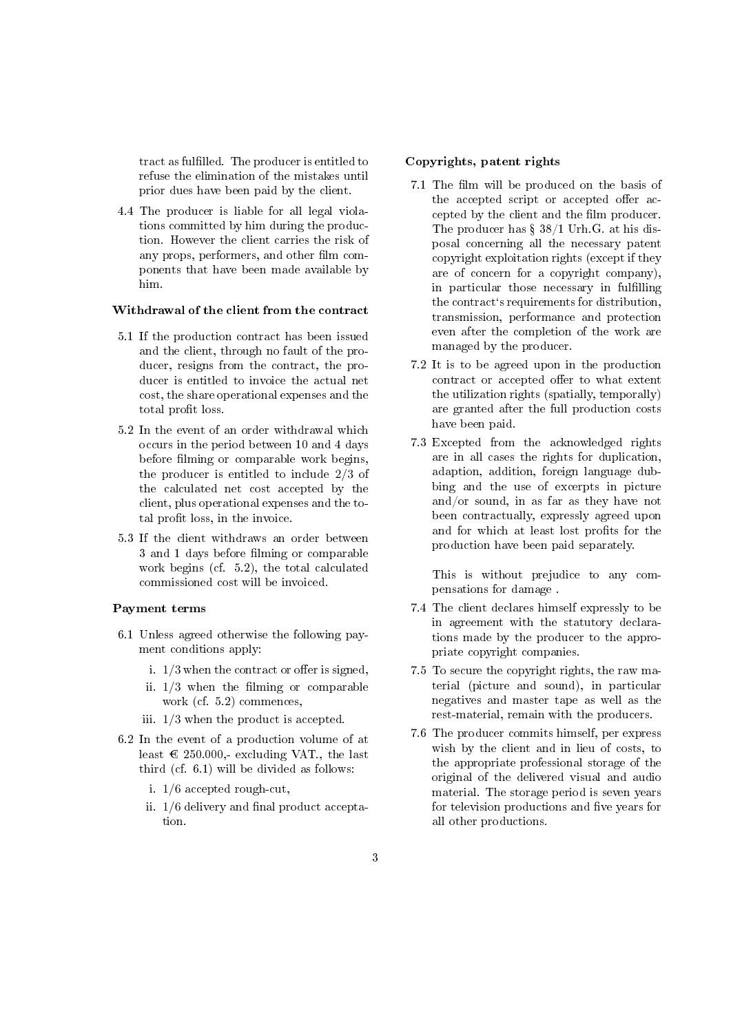tract as fulfilled. The producer is entitled to refuse the elimination of the mistakes until prior dues have been paid by the client.

4.4 The producer is liable for all legal violations committed by him during the production. However the client carries the risk of any props, performers, and other film components that have been made available by him.

**Withdrawal of the client from the contract**

5.1 If the production contract has been issued and the client, through no fault of the producer, resigns from the contract, the producer is entitled to invoice the actual net cost, the share operational expenses and the total profit loss.

5.2 In the event of an order withdrawal which occurs in the period between 10 and 4 days before filming or comparable work begins, the producer is entitled to include 2/3 of the calculated net cost accepted by the client, plus operational expenses and the total profit loss, in the invoice.

5.3 If the client withdraws an order between 3 and 1 days before filming or comparable work begins (cf. 5.2), the total calculated commissioned cost will be invoiced.

**Payment terms**

6.1 Unless agreed otherwise the following payment conditions apply:

   i. 1/3 when the contract or offer is signed,
   ii. 1/3 when the filming or comparable work (cf. 5.2) commences,
   iii. 1/3 when the product is accepted.

6.2 In the event of a production volume of at least € 250.000,- excluding VAT., the last third (cf. 6.1) will be divided as follows:

   i. 1/6 accepted rough-cut,
   ii. 1/6 delivery and final product acceptation.

**Copyrights, patent rights**

7.1 The film will be produced on the basis of the accepted script or accepted offer accepted by the client and the film producer. The producer has § 38/1 Urh.G. at his disposal concerning all the necessary patent copyright exploitation rights (except if they are of concern for a copyright company), in particular those necessary in fulfilling the contract's requirements for distribution, transmission, performance and protection even after the completion of the work are managed by the producer.

7.2 It is to be agreed upon in the production contract or accepted offer to what extent the utilization rights (spatially, temporally) are granted after the full production costs have been paid.

7.3 Excepted from the acknowledged rights are in all cases the rights for duplication, adaption, addition, foreign language dubbing and the use of excerpts in picture and/or sound, in as far as they have not been contractually, expressly agreed upon and for which at least lost profits for the production have been paid separately.

   This is without prejudice to any compensations for damage .

7.4 The client declares himself expressly to be in agreement with the statutory declarations made by the producer to the appropriate copyright companies.

7.5 To secure the copyright rights, the raw material (picture and sound), in particular negatives and master tape as well as the rest-material, remain with the producers.

7.6 The producer commits himself, per express wish by the client and in lieu of costs, to the appropriate professional storage of the original of the delivered visual and audio material. The storage period is seven years for television productions and five years for all other productions.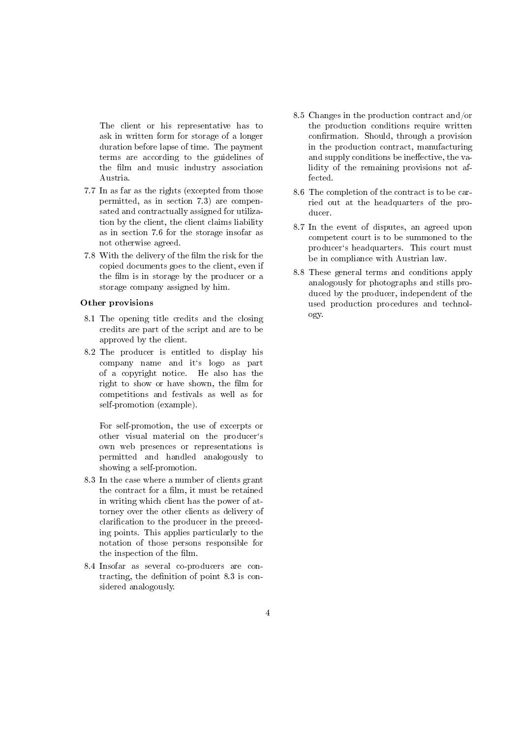The client or his representative has to ask in written form for storage of a longer duration before lapse of time. The payment terms are according to the guidelines of the film and music industry association Austria.

7.7 In as far as the rights (excepted from those permitted, as in section 7.3) are compensated and contractually assigned for utilization by the client, the client claims liability as in section 7.6 for the storage insofar as not otherwise agreed.

7.8 With the delivery of the film the risk for the copied documents goes to the client, even if the film is in storage by the producer or a storage company assigned by him.

**Other provisions**

8.1 The opening title credits and the closing credits are part of the script and are to be approved by the client.

8.2 The producer is entitled to display his company name and it's logo as part of a copyright notice. He also has the right to show or have shown, the film for competitions and festivals as well as for self-promotion (example).

For self-promotion, the use of excerpts or other visual material on the producer's own web presences or representations is permitted and handled analogously to showing a self-promotion.

8.3 In the case where a number of clients grant the contract for a film, it must be retained in writing which client has the power of attorney over the other clients as delivery of clarification to the producer in the preceding points. This applies particularly to the notation of those persons responsible for the inspection of the film.

8.4 Insofar as several co-producers are contracting, the definition of point 8.3 is considered analogously.

8.5 Changes in the production contract and/or the production conditions require written confirmation. Should, through a provision in the production contract, manufacturing and supply conditions be ineffective, the validity of the remaining provisions not affected.

8.6 The completion of the contract is to be carried out at the headquarters of the producer.

8.7 In the event of disputes, an agreed upon competent court is to be summoned to the producer's headquarters. This court must be in compliance with Austrian law.

8.8 These general terms and conditions apply analogously for photographs and stills produced by the producer, independent of the used production procedures and technology.